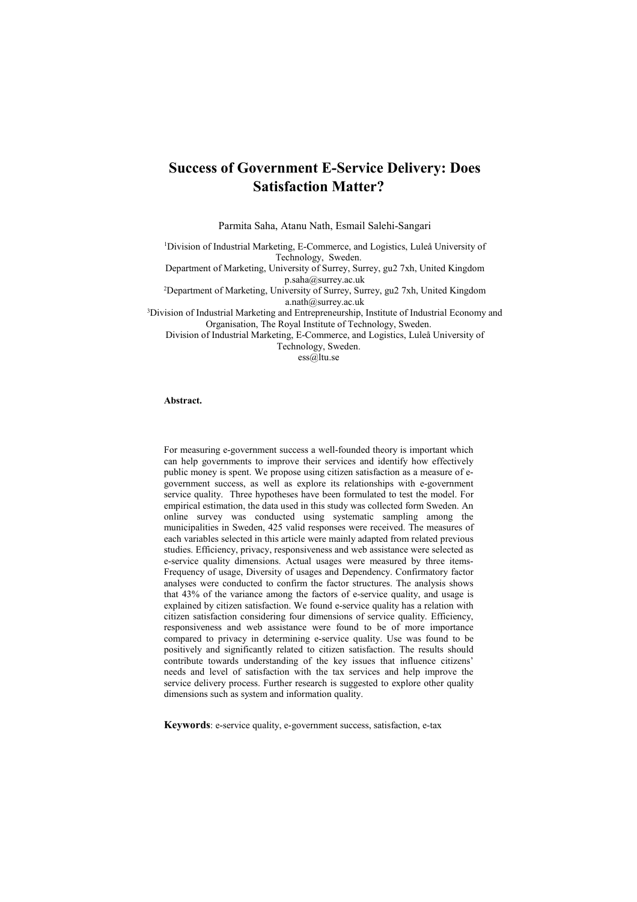# Success of Government E-Service Delivery: Does Satisfaction Matter?

Parmita Saha, Atanu Nath, Esmail Salehi-Sangari

[1]Division of Industrial Marketing, E-Commerce, and Logistics, Luleå University of Technology, Sweden.
Department of Marketing, University of Surrey, Surrey, gu2 7xh, United Kingdom
p.saha@surrey.ac.uk

[2]Department of Marketing, University of Surrey, Surrey, gu2 7xh, United Kingdom
a.nath@surrey.ac.uk

[3]Division of Industrial Marketing and Entrepreneurship, Institute of Industrial Economy and Organisation, The Royal Institute of Technology, Sweden.
Division of Industrial Marketing, E-Commerce, and Logistics, Luleå University of Technology, Sweden.
ess@ltu.se

**Abstract.**

For measuring e-government success a well-founded theory is important which can help governments to improve their services and identify how effectively public money is spent. We propose using citizen satisfaction as a measure of e-government success, as well as explore its relationships with e-government service quality. Three hypotheses have been formulated to test the model. For empirical estimation, the data used in this study was collected form Sweden. An online survey was conducted using systematic sampling among the municipalities in Sweden, 425 valid responses were received. The measures of each variables selected in this article were mainly adapted from related previous studies. Efficiency, privacy, responsiveness and web assistance were selected as e-service quality dimensions. Actual usages were measured by three items- Frequency of usage, Diversity of usages and Dependency. Confirmatory factor analyses were conducted to confirm the factor structures. The analysis shows that 43% of the variance among the factors of e-service quality, and usage is explained by citizen satisfaction. We found e-service quality has a relation with citizen satisfaction considering four dimensions of service quality. Efficiency, responsiveness and web assistance were found to be of more importance compared to privacy in determining e-service quality. Use was found to be positively and significantly related to citizen satisfaction. The results should contribute towards understanding of the key issues that influence citizens' needs and level of satisfaction with the tax services and help improve the service delivery process. Further research is suggested to explore other quality dimensions such as system and information quality.

**Keywords**: e-service quality, e-government success, satisfaction, e-tax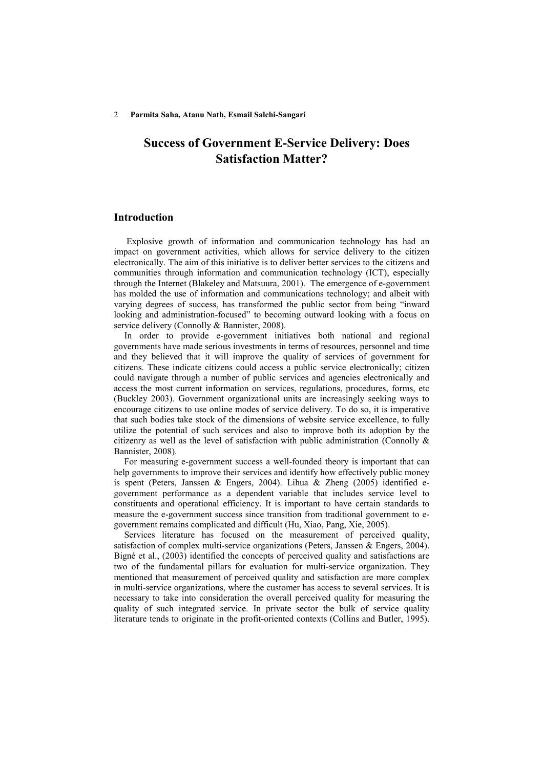# Success of Government E-Service Delivery: Does Satisfaction Matter?

## Introduction

Explosive growth of information and communication technology has had an impact on government activities, which allows for service delivery to the citizen electronically. The aim of this initiative is to deliver better services to the citizens and communities through information and communication technology (ICT), especially through the Internet (Blakeley and Matsuura, 2001). The emergence of e-government has molded the use of information and communications technology; and albeit with varying degrees of success, has transformed the public sector from being "inward looking and administration-focused" to becoming outward looking with a focus on service delivery (Connolly & Bannister, 2008).

In order to provide e-government initiatives both national and regional governments have made serious investments in terms of resources, personnel and time and they believed that it will improve the quality of services of government for citizens. These indicate citizens could access a public service electronically; citizen could navigate through a number of public services and agencies electronically and access the most current information on services, regulations, procedures, forms, etc (Buckley 2003). Government organizational units are increasingly seeking ways to encourage citizens to use online modes of service delivery. To do so, it is imperative that such bodies take stock of the dimensions of website service excellence, to fully utilize the potential of such services and also to improve both its adoption by the citizenry as well as the level of satisfaction with public administration (Connolly & Bannister, 2008).

For measuring e-government success a well-founded theory is important that can help governments to improve their services and identify how effectively public money is spent (Peters, Janssen & Engers, 2004). Lihua & Zheng (2005) identified e-government performance as a dependent variable that includes service level to constituents and operational efficiency. It is important to have certain standards to measure the e-government success since transition from traditional government to e-government remains complicated and difficult (Hu, Xiao, Pang, Xie, 2005).

Services literature has focused on the measurement of perceived quality, satisfaction of complex multi-service organizations (Peters, Janssen & Engers, 2004). Bigné et al., (2003) identified the concepts of perceived quality and satisfactions are two of the fundamental pillars for evaluation for multi-service organization. They mentioned that measurement of perceived quality and satisfaction are more complex in multi-service organizations, where the customer has access to several services. It is necessary to take into consideration the overall perceived quality for measuring the quality of such integrated service. In private sector the bulk of service quality literature tends to originate in the profit-oriented contexts (Collins and Butler, 1995).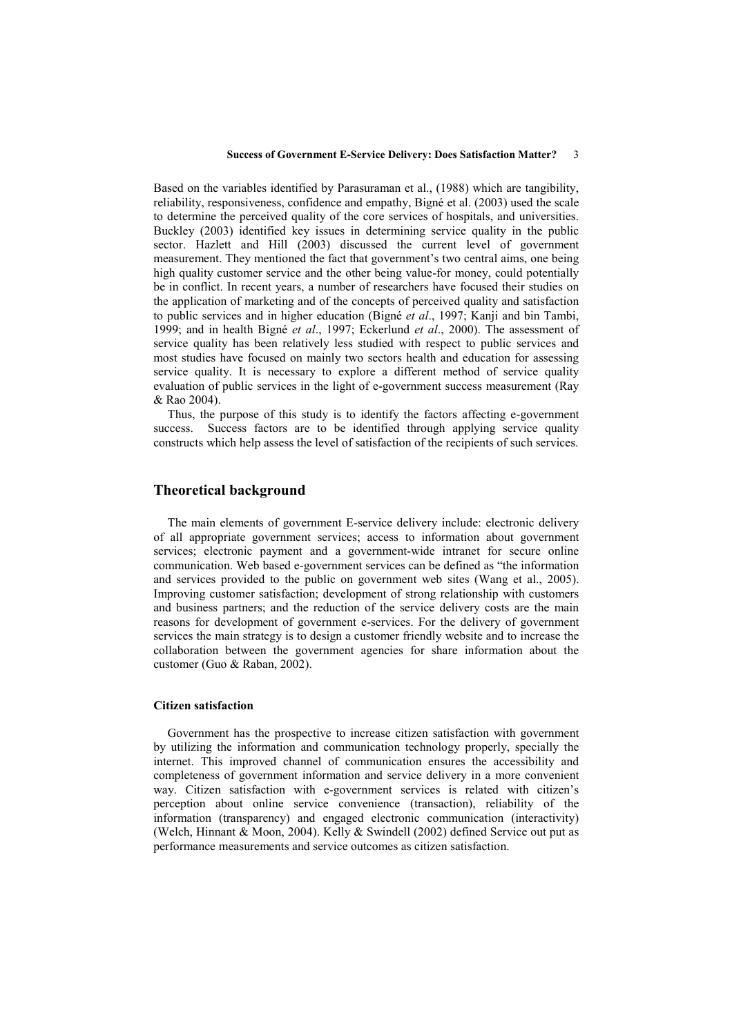Based on the variables identified by Parasuraman et al., (1988) which are tangibility, reliability, responsiveness, confidence and empathy, Bigné et al. (2003) used the scale to determine the perceived quality of the core services of hospitals, and universities. Buckley (2003) identified key issues in determining service quality in the public sector. Hazlett and Hill (2003) discussed the current level of government measurement. They mentioned the fact that government's two central aims, one being high quality customer service and the other being value-for money, could potentially be in conflict. In recent years, a number of researchers have focused their studies on the application of marketing and of the concepts of perceived quality and satisfaction to public services and in higher education (Bigné *et al*., 1997; Kanji and bin Tambi, 1999; and in health Bigné *et al*., 1997; Eckerlund *et al*., 2000). The assessment of service quality has been relatively less studied with respect to public services and most studies have focused on mainly two sectors health and education for assessing service quality. It is necessary to explore a different method of service quality evaluation of public services in the light of e-government success measurement (Ray & Rao 2004).

Thus, the purpose of this study is to identify the factors affecting e-government success. Success factors are to be identified through applying service quality constructs which help assess the level of satisfaction of the recipients of such services.

## Theoretical background

The main elements of government E-service delivery include: electronic delivery of all appropriate government services; access to information about government services; electronic payment and a government-wide intranet for secure online communication. Web based e-government services can be defined as "the information and services provided to the public on government web sites (Wang et al., 2005). Improving customer satisfaction; development of strong relationship with customers and business partners; and the reduction of the service delivery costs are the main reasons for development of government e-services. For the delivery of government services the main strategy is to design a customer friendly website and to increase the collaboration between the government agencies for share information about the customer (Guo & Raban, 2002).

### Citizen satisfaction

Government has the prospective to increase citizen satisfaction with government by utilizing the information and communication technology properly, specially the internet. This improved channel of communication ensures the accessibility and completeness of government information and service delivery in a more convenient way. Citizen satisfaction with e-government services is related with citizen's perception about online service convenience (transaction), reliability of the information (transparency) and engaged electronic communication (interactivity) (Welch, Hinnant & Moon, 2004). Kelly & Swindell (2002) defined Service out put as performance measurements and service outcomes as citizen satisfaction.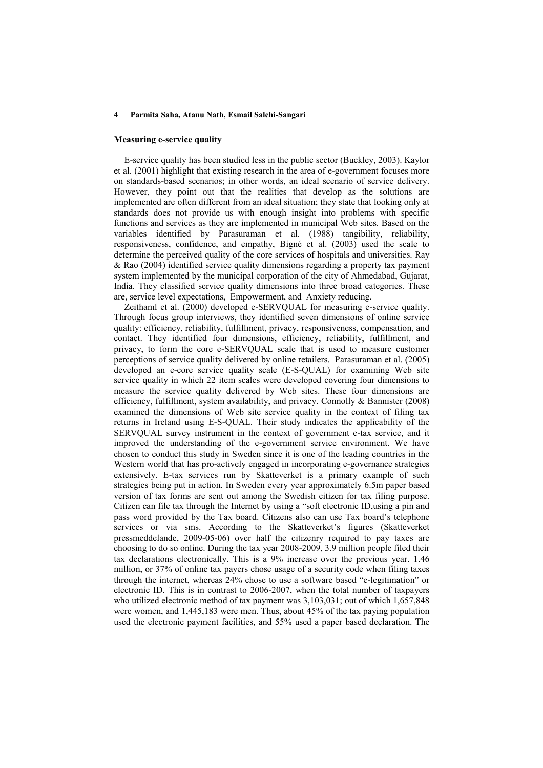### Measuring e-service quality

E-service quality has been studied less in the public sector (Buckley, 2003). Kaylor et al. (2001) highlight that existing research in the area of e-government focuses more on standards-based scenarios; in other words, an ideal scenario of service delivery. However, they point out that the realities that develop as the solutions are implemented are often different from an ideal situation; they state that looking only at standards does not provide us with enough insight into problems with specific functions and services as they are implemented in municipal Web sites. Based on the variables identified by Parasuraman et al. (1988) tangibility, reliability, responsiveness, confidence, and empathy, Bigné et al. (2003) used the scale to determine the perceived quality of the core services of hospitals and universities. Ray & Rao (2004) identified service quality dimensions regarding a property tax payment system implemented by the municipal corporation of the city of Ahmedabad, Gujarat, India. They classified service quality dimensions into three broad categories. These are, service level expectations, Empowerment, and Anxiety reducing.

Zeithaml et al. (2000) developed e-SERVQUAL for measuring e-service quality. Through focus group interviews, they identified seven dimensions of online service quality: efficiency, reliability, fulfillment, privacy, responsiveness, compensation, and contact. They identified four dimensions, efficiency, reliability, fulfillment, and privacy, to form the core e-SERVQUAL scale that is used to measure customer perceptions of service quality delivered by online retailers. Parasuraman et al. (2005) developed an e-core service quality scale (E-S-QUAL) for examining Web site service quality in which 22 item scales were developed covering four dimensions to measure the service quality delivered by Web sites. These four dimensions are efficiency, fulfillment, system availability, and privacy. Connolly & Bannister (2008) examined the dimensions of Web site service quality in the context of filing tax returns in Ireland using E-S-QUAL. Their study indicates the applicability of the SERVQUAL survey instrument in the context of government e-tax service, and it improved the understanding of the e-government service environment. We have chosen to conduct this study in Sweden since it is one of the leading countries in the Western world that has pro-actively engaged in incorporating e-governance strategies extensively. E-tax services run by Skatteverket is a primary example of such strategies being put in action. In Sweden every year approximately 6.5m paper based version of tax forms are sent out among the Swedish citizen for tax filing purpose. Citizen can file tax through the Internet by using a "soft electronic ID,using a pin and pass word provided by the Tax board. Citizens also can use Tax board's telephone services or via sms. According to the Skatteverket's figures (Skatteverket pressmeddelande, 2009-05-06) over half the citizenry required to pay taxes are choosing to do so online. During the tax year 2008-2009, 3.9 million people filed their tax declarations electronically. This is a 9% increase over the previous year. 1.46 million, or 37% of online tax payers chose usage of a security code when filing taxes through the internet, whereas 24% chose to use a software based "e-legitimation" or electronic ID. This is in contrast to 2006-2007, when the total number of taxpayers who utilized electronic method of tax payment was 3,103,031; out of which 1,657,848 were women, and 1,445,183 were men. Thus, about 45% of the tax paying population used the electronic payment facilities, and 55% used a paper based declaration. The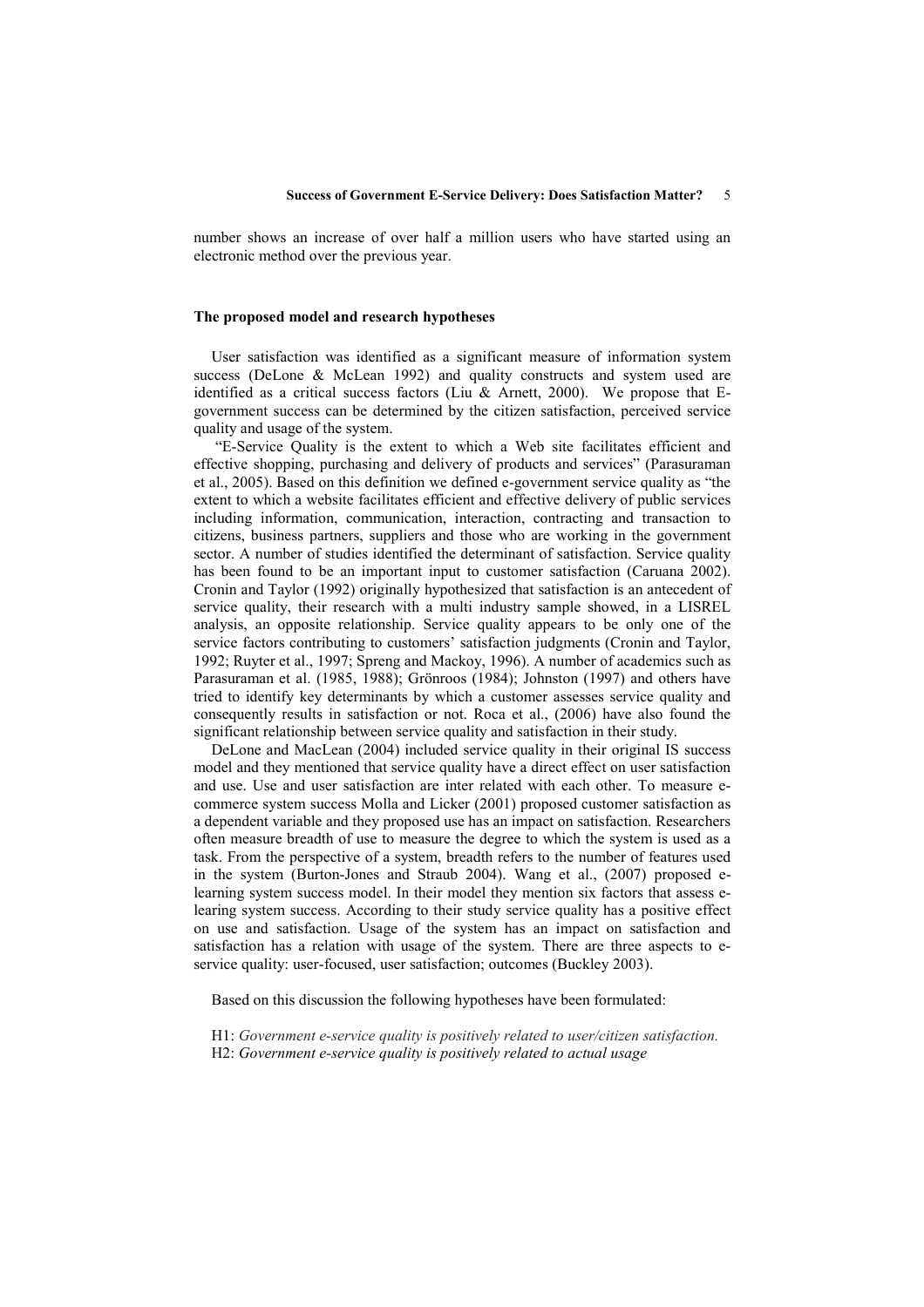number shows an increase of over half a million users who have started using an electronic method over the previous year.

### The proposed model and research hypotheses

User satisfaction was identified as a significant measure of information system success (DeLone & McLean 1992) and quality constructs and system used are identified as a critical success factors (Liu & Arnett, 2000). We propose that E-government success can be determined by the citizen satisfaction, perceived service quality and usage of the system.

"E-Service Quality is the extent to which a Web site facilitates efficient and effective shopping, purchasing and delivery of products and services" (Parasuraman et al., 2005). Based on this definition we defined e-government service quality as "the extent to which a website facilitates efficient and effective delivery of public services including information, communication, interaction, contracting and transaction to citizens, business partners, suppliers and those who are working in the government sector. A number of studies identified the determinant of satisfaction. Service quality has been found to be an important input to customer satisfaction (Caruana 2002). Cronin and Taylor (1992) originally hypothesized that satisfaction is an antecedent of service quality, their research with a multi industry sample showed, in a LISREL analysis, an opposite relationship. Service quality appears to be only one of the service factors contributing to customers' satisfaction judgments (Cronin and Taylor, 1992; Ruyter et al., 1997; Spreng and Mackoy, 1996). A number of academics such as Parasuraman et al. (1985, 1988); Grönroos (1984); Johnston (1997) and others have tried to identify key determinants by which a customer assesses service quality and consequently results in satisfaction or not. Roca et al., (2006) have also found the significant relationship between service quality and satisfaction in their study.

DeLone and MacLean (2004) included service quality in their original IS success model and they mentioned that service quality have a direct effect on user satisfaction and use. Use and user satisfaction are inter related with each other. To measure e-commerce system success Molla and Licker (2001) proposed customer satisfaction as a dependent variable and they proposed use has an impact on satisfaction. Researchers often measure breadth of use to measure the degree to which the system is used as a task. From the perspective of a system, breadth refers to the number of features used in the system (Burton-Jones and Straub 2004). Wang et al., (2007) proposed e-learning system success model. In their model they mention six factors that assess e-learing system success. According to their study service quality has a positive effect on use and satisfaction. Usage of the system has an impact on satisfaction and satisfaction has a relation with usage of the system. There are three aspects to e-service quality: user-focused, user satisfaction; outcomes (Buckley 2003).

Based on this discussion the following hypotheses have been formulated:

H1: *Government e-service quality is positively related to user/citizen satisfaction.*
H2: *Government e-service quality is positively related to actual usage*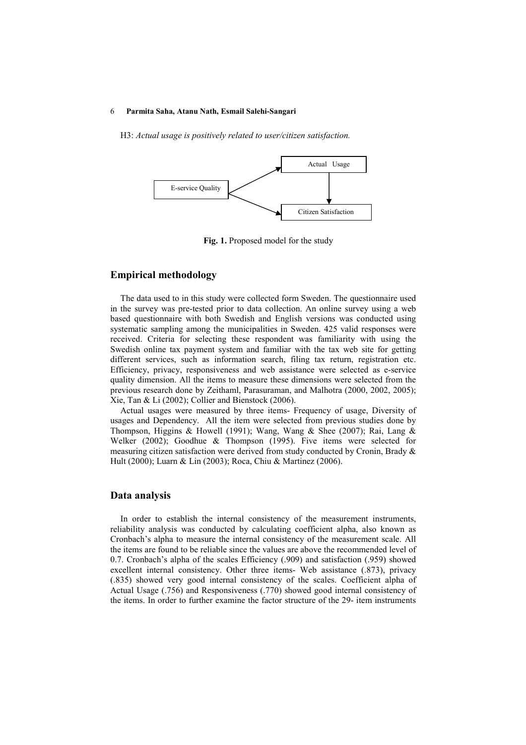H3: *Actual usage is positively related to user/citizen satisfaction.*

**Fig. 1.** Proposed model for the study

## Empirical methodology

The data used to in this study were collected form Sweden. The questionnaire used in the survey was pre-tested prior to data collection. An online survey using a web based questionnaire with both Swedish and English versions was conducted using systematic sampling among the municipalities in Sweden. 425 valid responses were received. Criteria for selecting these respondent was familiarity with using the Swedish online tax payment system and familiar with the tax web site for getting different services, such as information search, filing tax return, registration etc. Efficiency, privacy, responsiveness and web assistance were selected as e-service quality dimension. All the items to measure these dimensions were selected from the previous research done by Zeithaml, Parasuraman, and Malhotra (2000, 2002, 2005); Xie, Tan & Li (2002); Collier and Bienstock (2006).

Actual usages were measured by three items- Frequency of usage, Diversity of usages and Dependency. All the item were selected from previous studies done by Thompson, Higgins & Howell (1991); Wang, Wang & Shee (2007); Rai, Lang & Welker (2002); Goodhue & Thompson (1995). Five items were selected for measuring citizen satisfaction were derived from study conducted by Cronin, Brady & Hult (2000); Luarn & Lin (2003); Roca, Chiu & Martinez (2006).

## Data analysis

In order to establish the internal consistency of the measurement instruments, reliability analysis was conducted by calculating coefficient alpha, also known as Cronbach's alpha to measure the internal consistency of the measurement scale. All the items are found to be reliable since the values are above the recommended level of 0.7. Cronbach's alpha of the scales Efficiency (.909) and satisfaction (.959) showed excellent internal consistency. Other three items- Web assistance (.873), privacy (.835) showed very good internal consistency of the scales. Coefficient alpha of Actual Usage (.756) and Responsiveness (.770) showed good internal consistency of the items. In order to further examine the factor structure of the 29- item instruments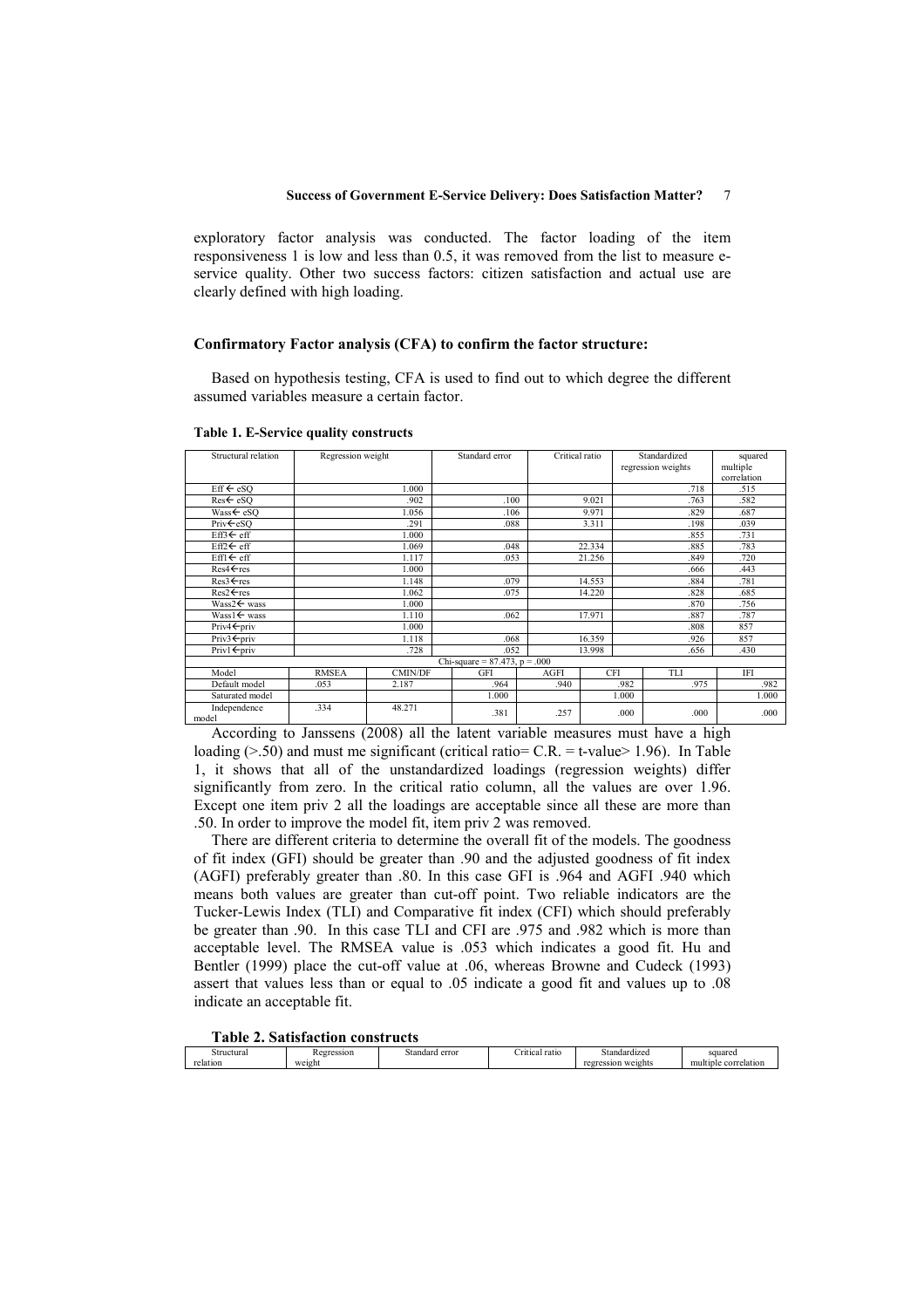exploratory factor analysis was conducted. The factor loading of the item responsiveness 1 is low and less than 0.5, it was removed from the list to measure e-service quality. Other two success factors: citizen satisfaction and actual use are clearly defined with high loading.

### Confirmatory Factor analysis (CFA) to confirm the factor structure:

Based on hypothesis testing, CFA is used to find out to which degree the different assumed variables measure a certain factor.

**Table 1. E-Service quality constructs**

| Structural relation | Regression weight | Standard error | Critical ratio | Standardized regression weights | squared multiple correlation |
|---|---|---|---|---|---|
| Eff ← eSQ | 1.000 | | | .718 | .515 |
| Res← eSQ | .902 | .100 | 9.021 | .763 | .582 |
| Wass← eSQ | 1.056 | .106 | 9.971 | .829 | .687 |
| Priv←eSQ | .291 | .088 | 3.311 | .198 | .039 |
| Eff3← eff | 1.000 | | | .855 | .731 |
| Eff2← eff | 1.069 | .048 | 22.334 | .885 | .783 |
| Eff1← eff | 1.117 | .053 | 21.256 | .849 | .720 |
| Res4←res | 1.000 | | | .666 | .443 |
| Res3←res | 1.148 | .079 | 14.553 | .884 | .781 |
| Res2←res | 1.062 | .075 | 14.220 | .828 | .685 |
| Wass2← wass | 1.000 | | | .870 | .756 |
| Wass1← wass | 1.110 | .062 | 17.971 | .887 | .787 |
| Priv4←priv | 1.000 | | | .808 | 857 |
| Priv3←priv | 1.118 | .068 | 16.359 | .926 | 857 |
| Priv1←priv | .728 | .052 | 13.998 | .656 | .430 |
| Chi-square = 87.473, p = .000 | | | | | |

| Model | RMSEA | CMIN/DF | GFI | AGFI | CFI | TLI | IFI |
|---|---|---|---|---|---|---|---|
| Default model | .053 | 2.187 | .964 | .940 | .982 | .975 | .982 |
| Saturated model | | | 1.000 | | 1.000 | | 1.000 |
| Independence model | .334 | 48.271 | .381 | .257 | .000 | .000 | .000 |

According to Janssens (2008) all the latent variable measures must have a high loading (>.50) and must me significant (critical ratio= C.R. = t-value> 1.96). In Table 1, it shows that all of the unstandardized loadings (regression weights) differ significantly from zero. In the critical ratio column, all the values are over 1.96. Except one item priv 2 all the loadings are acceptable since all these are more than .50. In order to improve the model fit, item priv 2 was removed.

There are different criteria to determine the overall fit of the models. The goodness of fit index (GFI) should be greater than .90 and the adjusted goodness of fit index (AGFI) preferably greater than .80. In this case GFI is .964 and AGFI .940 which means both values are greater than cut-off point. Two reliable indicators are the Tucker-Lewis Index (TLI) and Comparative fit index (CFI) which should preferably be greater than .90. In this case TLI and CFI are .975 and .982 which is more than acceptable level. The RMSEA value is .053 which indicates a good fit. Hu and Bentler (1999) place the cut-off value at .06, whereas Browne and Cudeck (1993) assert that values less than or equal to .05 indicate a good fit and values up to .08 indicate an acceptable fit.

**Table 2. Satisfaction constructs**

| Structural relation | Regression weight | Standard error | Critical ratio | Standardized regression weights | squared multiple correlation |
|---|---|---|---|---|---|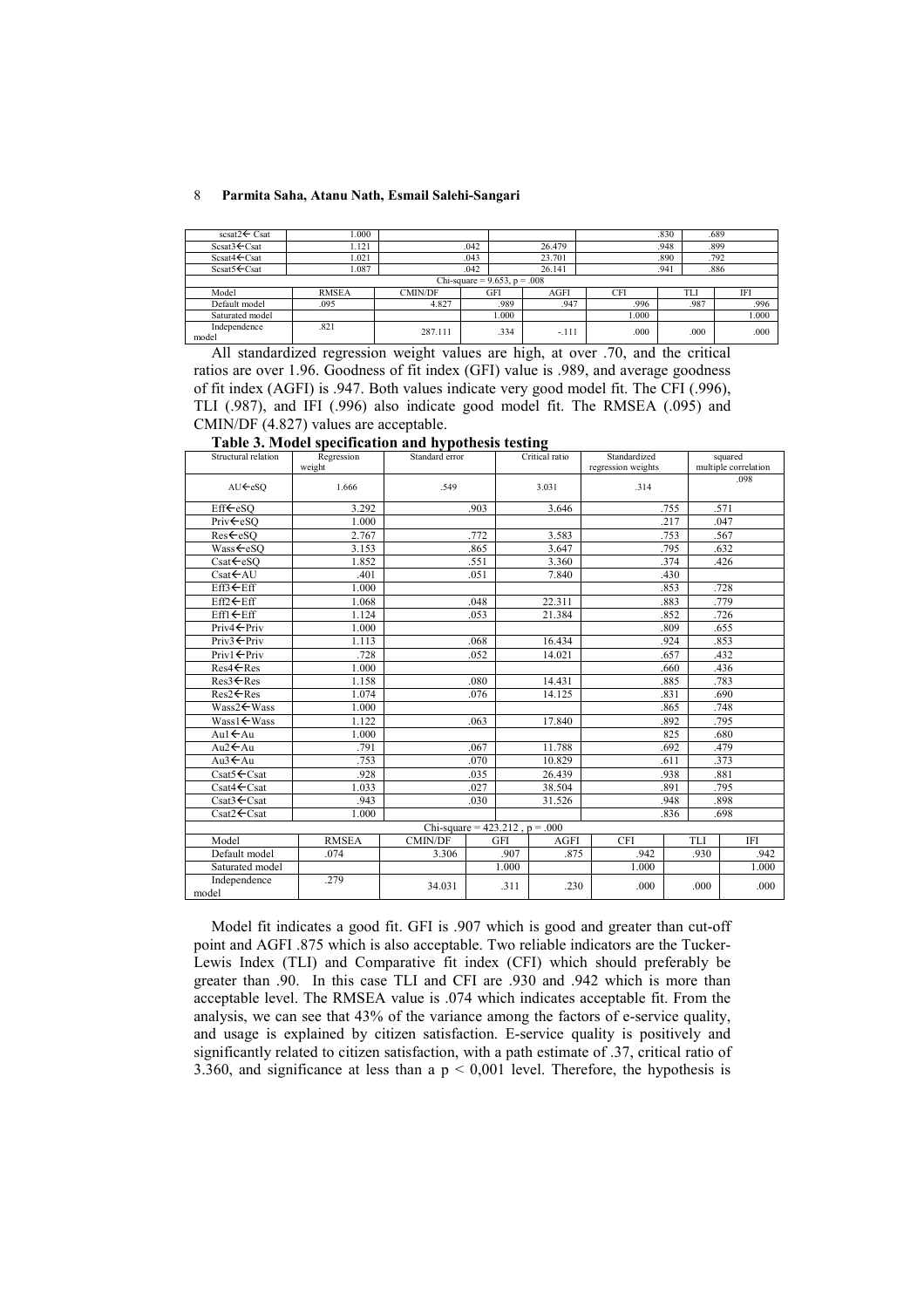| scsat2← Csat | 1.000 | | | | | .830 | .689 |
|---|---|---|---|---|---|---|---|
| Scsat3←Csat | 1.121 | .042 | | 26.479 | | .948 | .899 |
| Scsat4←Csat | 1.021 | .043 | | 23.701 | | .890 | .792 |
| Scsat5←Csat | 1.087 | .042 | | 26.141 | | .941 | .886 |
| Chi-square = 9.653, p = .008 | | | | | | | |
| Model | RMSEA | CMIN/DF | GFI | AGFI | CFI | TLI | IFI |
| Default model | .095 | 4.827 | .989 | .947 | .996 | .987 | .996 |
| Saturated model | | | 1.000 | | 1.000 | | 1.000 |
| Independence model | .821 | 287.111 | .334 | -.111 | .000 | .000 | .000 |

All standardized regression weight values are high, at over .70, and the critical ratios are over 1.96. Goodness of fit index (GFI) value is .989, and average goodness of fit index (AGFI) is .947. Both values indicate very good model fit. The CFI (.996), TLI (.987), and IFI (.996) also indicate good model fit. The RMSEA (.095) and CMIN/DF (4.827) values are acceptable.

**Table 3. Model specification and hypothesis testing**

| Structural relation | Regression weight | Standard error | Critical ratio | Standardized regression weights | squared multiple correlation | |
|---|---|---|---|---|---|---|
| AU←eSQ | 1.666 | .549 | 3.031 | .314 | .098 | |
| Eff←eSQ | 3.292 | .903 | 3.646 | .755 | .571 | |
| Priv←eSQ | 1.000 | | | .217 | .047 | |
| Res←eSQ | 2.767 | .772 | 3.583 | .753 | .567 | |
| Wass←eSQ | 3.153 | .865 | 3.647 | .795 | .632 | |
| Csat←eSQ | 1.852 | .551 | 3.360 | .374 | .426 | |
| Csat←AU | .401 | .051 | 7.840 | .430 | | |
| Eff3←Eff | 1.000 | | | .853 | .728 | |
| Eff2←Eff | 1.068 | .048 | 22.311 | .883 | .779 | |
| Eff1←Eff | 1.124 | .053 | 21.384 | .852 | .726 | |
| Priv4←Priv | 1.000 | | | .809 | .655 | |
| Priv3←Priv | 1.113 | .068 | 16.434 | .924 | .853 | |
| Priv1←Priv | .728 | .052 | 14.021 | .657 | .432 | |
| Res4←Res | 1.000 | | | .660 | .436 | |
| Res3←Res | 1.158 | .080 | 14.431 | .885 | .783 | |
| Res2←Res | 1.074 | .076 | 14.125 | .831 | .690 | |
| Wass2←Wass | 1.000 | | | .865 | .748 | |
| Wass1←Wass | 1.122 | .063 | 17.840 | .892 | .795 | |
| Au1←Au | 1.000 | | | 825 | .680 | |
| Au2←Au | .791 | .067 | 11.788 | .692 | .479 | |
| Au3←Au | .753 | .070 | 10.829 | .611 | .373 | |
| Csat5←Csat | .928 | .035 | 26.439 | .938 | .881 | |
| Csat4←Csat | 1.033 | .027 | 38.504 | .891 | .795 | |
| Csat3←Csat | .943 | .030 | 31.526 | .948 | .898 | |
| Csat2←Csat | 1.000 | | | .836 | .698 | |
| Chi-square = 423.212 , p = .000 | | | | | | |
| Model | RMSEA | CMIN/DF | GFI | AGFI | CFI | TLI | IFI |
| Default model | .074 | 3.306 | .907 | .875 | .942 | .930 | .942 |
| Saturated model | | | 1.000 | | 1.000 | | 1.000 |
| Independence model | .279 | 34.031 | .311 | .230 | .000 | .000 | .000 |

Model fit indicates a good fit. GFI is .907 which is good and greater than cut-off point and AGFI .875 which is also acceptable. Two reliable indicators are the Tucker-Lewis Index (TLI) and Comparative fit index (CFI) which should preferably be greater than .90. In this case TLI and CFI are .930 and .942 which is more than acceptable level. The RMSEA value is .074 which indicates acceptable fit. From the analysis, we can see that 43% of the variance among the factors of e-service quality, and usage is explained by citizen satisfaction. E-service quality is positively and significantly related to citizen satisfaction, with a path estimate of .37, critical ratio of 3.360, and significance at less than a $p < 0{,}001$ level. Therefore, the hypothesis is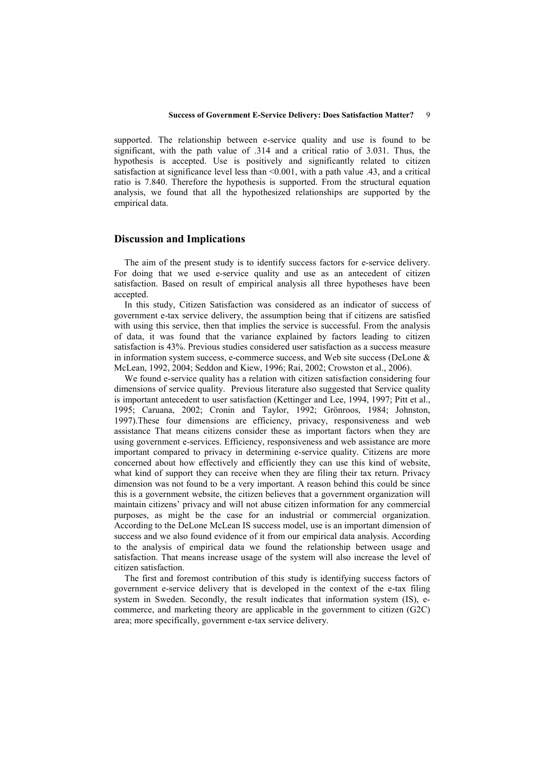supported. The relationship between e-service quality and use is found to be significant, with the path value of .314 and a critical ratio of 3.031. Thus, the hypothesis is accepted. Use is positively and significantly related to citizen satisfaction at significance level less than <0.001, with a path value .43, and a critical ratio is 7.840. Therefore the hypothesis is supported. From the structural equation analysis, we found that all the hypothesized relationships are supported by the empirical data.

## Discussion and Implications

The aim of the present study is to identify success factors for e-service delivery. For doing that we used e-service quality and use as an antecedent of citizen satisfaction. Based on result of empirical analysis all three hypotheses have been accepted.

In this study, Citizen Satisfaction was considered as an indicator of success of government e-tax service delivery, the assumption being that if citizens are satisfied with using this service, then that implies the service is successful. From the analysis of data, it was found that the variance explained by factors leading to citizen satisfaction is 43%. Previous studies considered user satisfaction as a success measure in information system success, e-commerce success, and Web site success (DeLone & McLean, 1992, 2004; Seddon and Kiew, 1996; Rai, 2002; Crowston et al., 2006).

We found e-service quality has a relation with citizen satisfaction considering four dimensions of service quality. Previous literature also suggested that Service quality is important antecedent to user satisfaction (Kettinger and Lee, 1994, 1997; Pitt et al., 1995; Caruana, 2002; Cronin and Taylor, 1992; Grönroos, 1984; Johnston, 1997).These four dimensions are efficiency, privacy, responsiveness and web assistance That means citizens consider these as important factors when they are using government e-services. Efficiency, responsiveness and web assistance are more important compared to privacy in determining e-service quality. Citizens are more concerned about how effectively and efficiently they can use this kind of website, what kind of support they can receive when they are filing their tax return. Privacy dimension was not found to be a very important. A reason behind this could be since this is a government website, the citizen believes that a government organization will maintain citizens' privacy and will not abuse citizen information for any commercial purposes, as might be the case for an industrial or commercial organization. According to the DeLone McLean IS success model, use is an important dimension of success and we also found evidence of it from our empirical data analysis. According to the analysis of empirical data we found the relationship between usage and satisfaction. That means increase usage of the system will also increase the level of citizen satisfaction.

The first and foremost contribution of this study is identifying success factors of government e-service delivery that is developed in the context of the e-tax filing system in Sweden. Secondly, the result indicates that information system (IS), e-commerce, and marketing theory are applicable in the government to citizen (G2C) area; more specifically, government e-tax service delivery.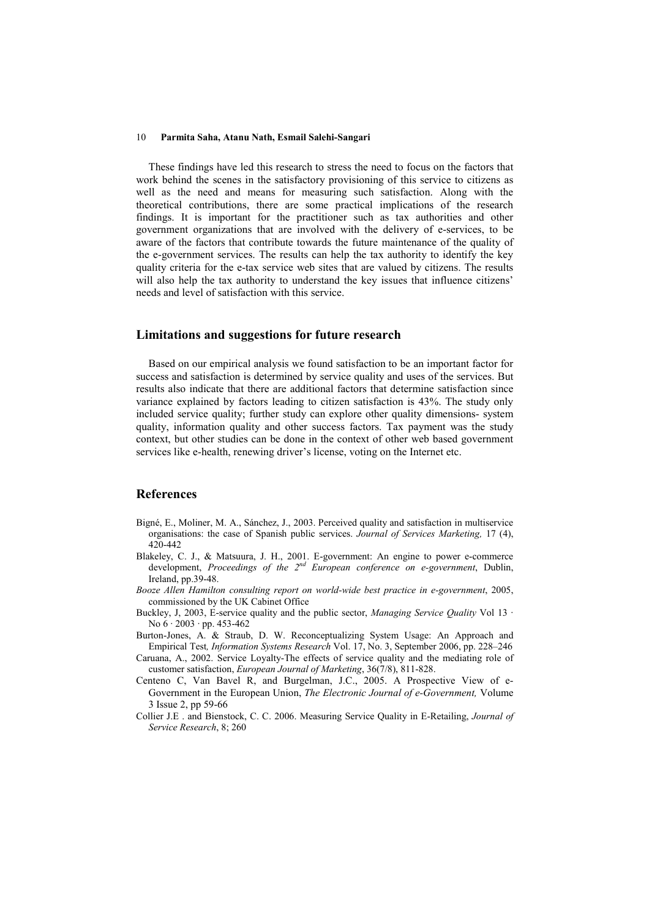These findings have led this research to stress the need to focus on the factors that work behind the scenes in the satisfactory provisioning of this service to citizens as well as the need and means for measuring such satisfaction. Along with the theoretical contributions, there are some practical implications of the research findings. It is important for the practitioner such as tax authorities and other government organizations that are involved with the delivery of e-services, to be aware of the factors that contribute towards the future maintenance of the quality of the e-government services. The results can help the tax authority to identify the key quality criteria for the e-tax service web sites that are valued by citizens. The results will also help the tax authority to understand the key issues that influence citizens' needs and level of satisfaction with this service.

## Limitations and suggestions for future research

Based on our empirical analysis we found satisfaction to be an important factor for success and satisfaction is determined by service quality and uses of the services. But results also indicate that there are additional factors that determine satisfaction since variance explained by factors leading to citizen satisfaction is 43%. The study only included service quality; further study can explore other quality dimensions- system quality, information quality and other success factors. Tax payment was the study context, but other studies can be done in the context of other web based government services like e-health, renewing driver's license, voting on the Internet etc.

## References

Bigné, E., Moliner, M. A., Sánchez, J., 2003. Perceived quality and satisfaction in multiservice organisations: the case of Spanish public services. *Journal of Services Marketing,* 17 (4), 420-442

Blakeley, C. J., & Matsuura, J. H., 2001. E-government: An engine to power e-commerce development, *Proceedings of the 2nd European conference on e-government*, Dublin, Ireland, pp.39-48.

*Booze Allen Hamilton consulting report on world-wide best practice in e-government*, 2005, commissioned by the UK Cabinet Office

Buckley, J, 2003, E-service quality and the public sector, *Managing Service Quality* Vol 13 · No 6 · 2003 · pp. 453-462

Burton-Jones, A. & Straub, D. W. Reconceptualizing System Usage: An Approach and Empirical Test*, Information Systems Research* Vol. 17, No. 3, September 2006, pp. 228–246

Caruana, A., 2002. Service Loyalty-The effects of service quality and the mediating role of customer satisfaction, *European Journal of Marketing*, 36(7/8), 811-828.

Centeno C, Van Bavel R, and Burgelman, J.C., 2005. A Prospective View of e-Government in the European Union, *The Electronic Journal of e-Government,* Volume 3 Issue 2, pp 59-66

Collier J.E . and Bienstock, C. C. 2006. Measuring Service Quality in E-Retailing, *Journal of Service Research*, 8; 260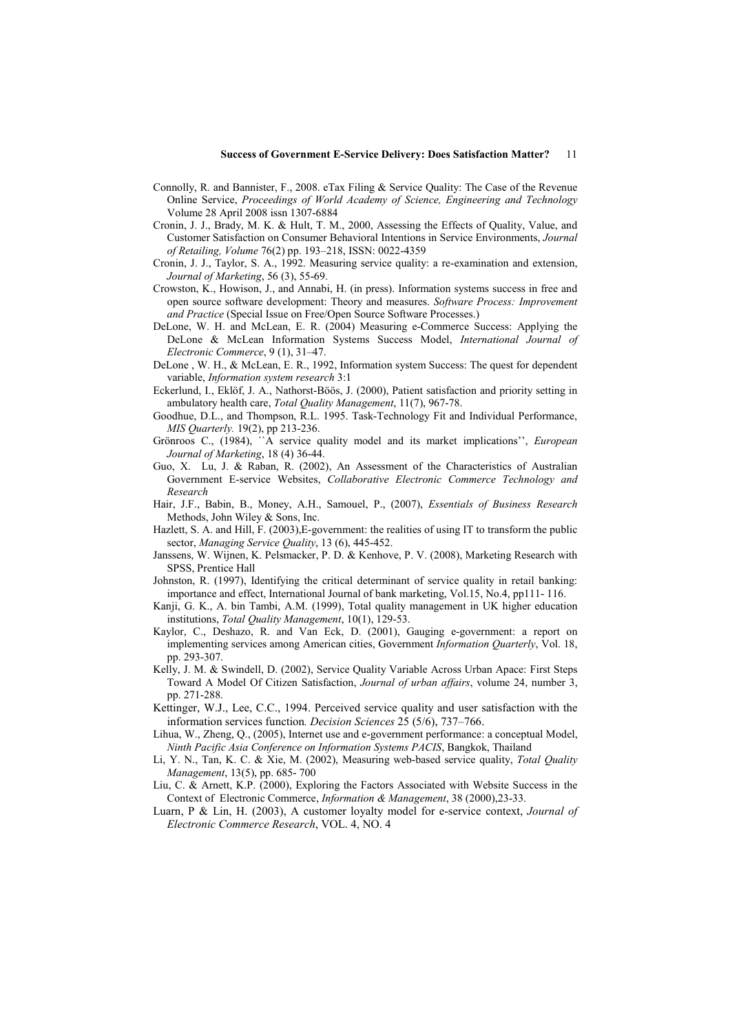Connolly, R. and Bannister, F., 2008. eTax Filing & Service Quality: The Case of the Revenue Online Service, *Proceedings of World Academy of Science, Engineering and Technology* Volume 28 April 2008 issn 1307-6884

Cronin, J. J., Brady, M. K. & Hult, T. M., 2000, Assessing the Effects of Quality, Value, and Customer Satisfaction on Consumer Behavioral Intentions in Service Environments, *Journal of Retailing, Volume* 76(2) pp. 193–218, ISSN: 0022-4359

Cronin, J. J., Taylor, S. A., 1992. Measuring service quality: a re-examination and extension, *Journal of Marketing*, 56 (3), 55-69.

Crowston, K., Howison, J., and Annabi, H. (in press). Information systems success in free and open source software development: Theory and measures. *Software Process: Improvement and Practice* (Special Issue on Free/Open Source Software Processes.)

DeLone, W. H. and McLean, E. R. (2004) Measuring e-Commerce Success: Applying the DeLone & McLean Information Systems Success Model, *International Journal of Electronic Commerce*, 9 (1), 31–47.

DeLone , W. H., & McLean, E. R., 1992, Information system Success: The quest for dependent variable, *Information system research* 3:1

Eckerlund, I., Eklöf, J. A., Nathorst-Böös, J. (2000), Patient satisfaction and priority setting in ambulatory health care, *Total Quality Management*, 11(7), 967-78.

Goodhue, D.L., and Thompson, R.L. 1995. Task-Technology Fit and Individual Performance, *MIS Quarterly.* 19(2), pp 213-236.

Grönroos C., (1984), ``A service quality model and its market implications'', *European Journal of Marketing*, 18 (4) 36-44.

Guo, X. Lu, J. & Raban, R. (2002), An Assessment of the Characteristics of Australian Government E-service Websites, *Collaborative Electronic Commerce Technology and Research*

Hair, J.F., Babin, B., Money, A.H., Samouel, P., (2007), *Essentials of Business Research* Methods, John Wiley & Sons, Inc.

Hazlett, S. A. and Hill, F. (2003),E-government: the realities of using IT to transform the public sector, *Managing Service Quality*, 13 (6), 445-452.

Janssens, W. Wijnen, K. Pelsmacker, P. D. & Kenhove, P. V. (2008), Marketing Research with SPSS, Prentice Hall

Johnston, R. (1997), Identifying the critical determinant of service quality in retail banking: importance and effect, International Journal of bank marketing, Vol.15, No.4, pp111- 116.

Kanji, G. K., A. bin Tambi, A.M. (1999), Total quality management in UK higher education institutions, *Total Quality Management*, 10(1), 129-53.

Kaylor, C., Deshazo, R. and Van Eck, D. (2001), Gauging e-government: a report on implementing services among American cities, Government *Information Quarterly*, Vol. 18, pp. 293-307.

Kelly, J. M. & Swindell, D. (2002), Service Quality Variable Across Urban Apace: First Steps Toward A Model Of Citizen Satisfaction, *Journal of urban affairs*, volume 24, number 3, pp. 271-288.

Kettinger, W.J., Lee, C.C., 1994. Perceived service quality and user satisfaction with the information services function*. Decision Sciences* 25 (5/6), 737–766.

Lihua, W., Zheng, Q., (2005), Internet use and e-government performance: a conceptual Model, *Ninth Pacific Asia Conference on Information Systems PACIS*, Bangkok, Thailand

Li, Y. N., Tan, K. C. & Xie, M. (2002), Measuring web-based service quality, *Total Quality Management*, 13(5), pp. 685- 700

Liu, C. & Arnett, K.P. (2000), Exploring the Factors Associated with Website Success in the Context of Electronic Commerce, *Information & Management*, 38 (2000),23-33.

Luarn, P & Lin, H. (2003), A customer loyalty model for e-service context, *Journal of Electronic Commerce Research*, VOL. 4, NO. 4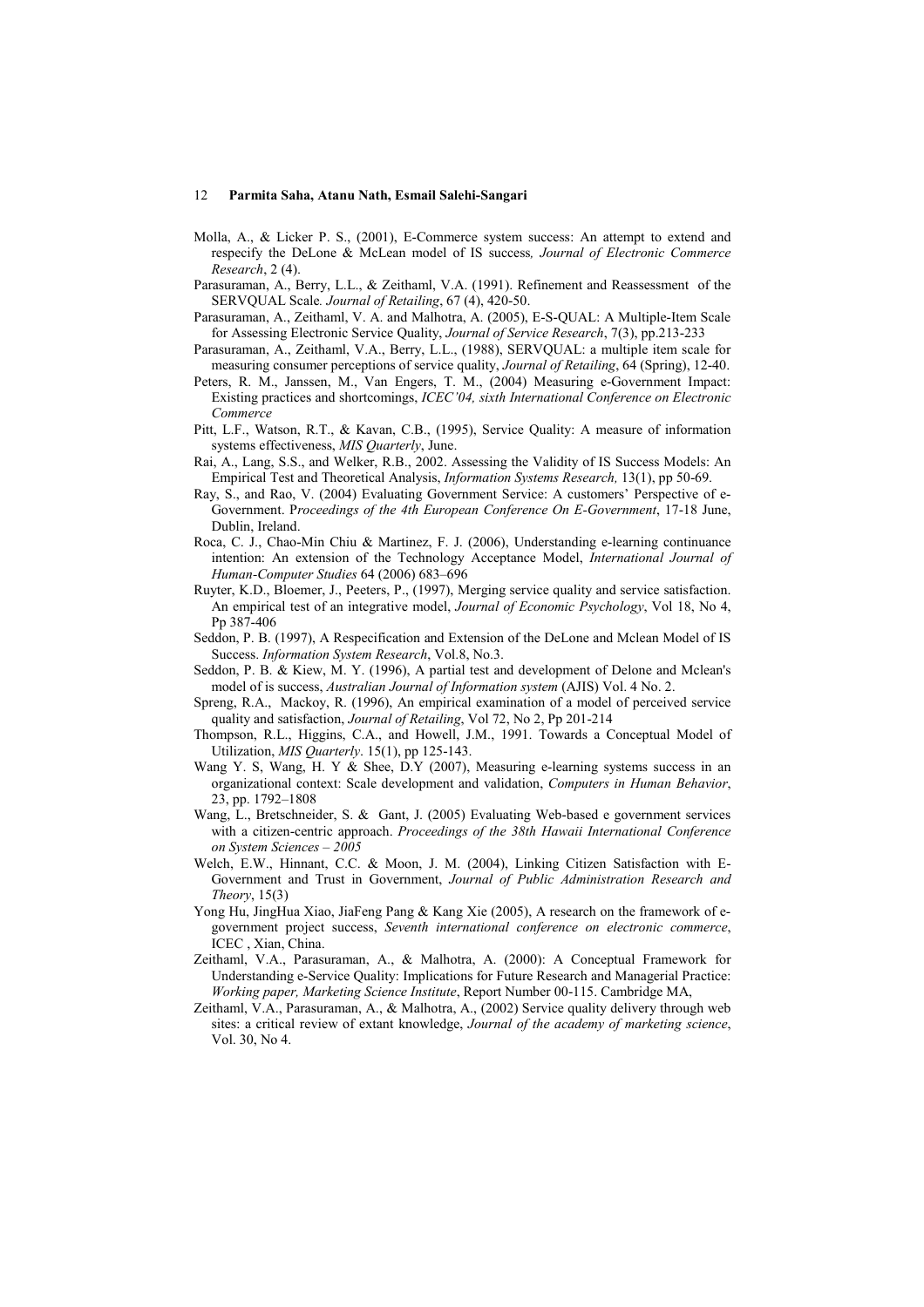Molla, A., & Licker P. S., (2001), E-Commerce system success: An attempt to extend and respecify the DeLone & McLean model of IS success*, Journal of Electronic Commerce Research*, 2 (4).

Parasuraman, A., Berry, L.L., & Zeithaml, V.A. (1991). Refinement and Reassessment of the SERVQUAL Scale*. Journal of Retailing*, 67 (4), 420-50.

Parasuraman, A., Zeithaml, V. A. and Malhotra, A. (2005), E-S-QUAL: A Multiple-Item Scale for Assessing Electronic Service Quality, *Journal of Service Research*, 7(3), pp.213-233

Parasuraman, A., Zeithaml, V.A., Berry, L.L., (1988), SERVQUAL: a multiple item scale for measuring consumer perceptions of service quality, *Journal of Retailing*, 64 (Spring), 12-40.

Peters, R. M., Janssen, M., Van Engers, T. M., (2004) Measuring e-Government Impact: Existing practices and shortcomings, *ICEC'04, sixth International Conference on Electronic Commerce*

Pitt, L.F., Watson, R.T., & Kavan, C.B., (1995), Service Quality: A measure of information systems effectiveness, *MIS Quarterly*, June.

Rai, A., Lang, S.S., and Welker, R.B., 2002. Assessing the Validity of IS Success Models: An Empirical Test and Theoretical Analysis, *Information Systems Research,* 13(1), pp 50-69.

Ray, S., and Rao, V. (2004) Evaluating Government Service: A customers' Perspective of e-Government. P*roceedings of the 4th European Conference On E-Government*, 17-18 June, Dublin, Ireland.

Roca, C. J., Chao-Min Chiu & Martinez, F. J. (2006), Understanding e-learning continuance intention: An extension of the Technology Acceptance Model, *International Journal of Human-Computer Studies* 64 (2006) 683–696

Ruyter, K.D., Bloemer, J., Peeters, P., (1997), Merging service quality and service satisfaction. An empirical test of an integrative model, *Journal of Economic Psychology*, Vol 18, No 4, Pp 387-406

Seddon, P. B. (1997), A Respecification and Extension of the DeLone and Mclean Model of IS Success. *Information System Research*, Vol.8, No.3.

Seddon, P. B. & Kiew, M. Y. (1996), A partial test and development of Delone and Mclean's model of is success, *Australian Journal of Information system* (AJIS) Vol. 4 No. 2.

Spreng, R.A., Mackoy, R. (1996), An empirical examination of a model of perceived service quality and satisfaction, *Journal of Retailing*, Vol 72, No 2, Pp 201-214

Thompson, R.L., Higgins, C.A., and Howell, J.M., 1991. Towards a Conceptual Model of Utilization, *MIS Quarterly*. 15(1), pp 125-143.

Wang Y. S, Wang, H. Y & Shee, D.Y (2007), Measuring e-learning systems success in an organizational context: Scale development and validation, *Computers in Human Behavior*, 23, pp. 1792–1808

Wang, L., Bretschneider, S. & Gant, J. (2005) Evaluating Web-based e government services with a citizen-centric approach. *Proceedings of the 38th Hawaii International Conference on System Sciences – 2005*

Welch, E.W., Hinnant, C.C. & Moon, J. M. (2004), Linking Citizen Satisfaction with E-Government and Trust in Government, *Journal of Public Administration Research and Theory*, 15(3)

Yong Hu, JingHua Xiao, JiaFeng Pang & Kang Xie (2005), A research on the framework of e-government project success, *Seventh international conference on electronic commerce*, ICEC , Xian, China.

Zeithaml, V.A., Parasuraman, A., & Malhotra, A. (2000): A Conceptual Framework for Understanding e-Service Quality: Implications for Future Research and Managerial Practice: *Working paper, Marketing Science Institute*, Report Number 00-115. Cambridge MA,

Zeithaml, V.A., Parasuraman, A., & Malhotra, A., (2002) Service quality delivery through web sites: a critical review of extant knowledge, *Journal of the academy of marketing science*, Vol. 30, No 4.